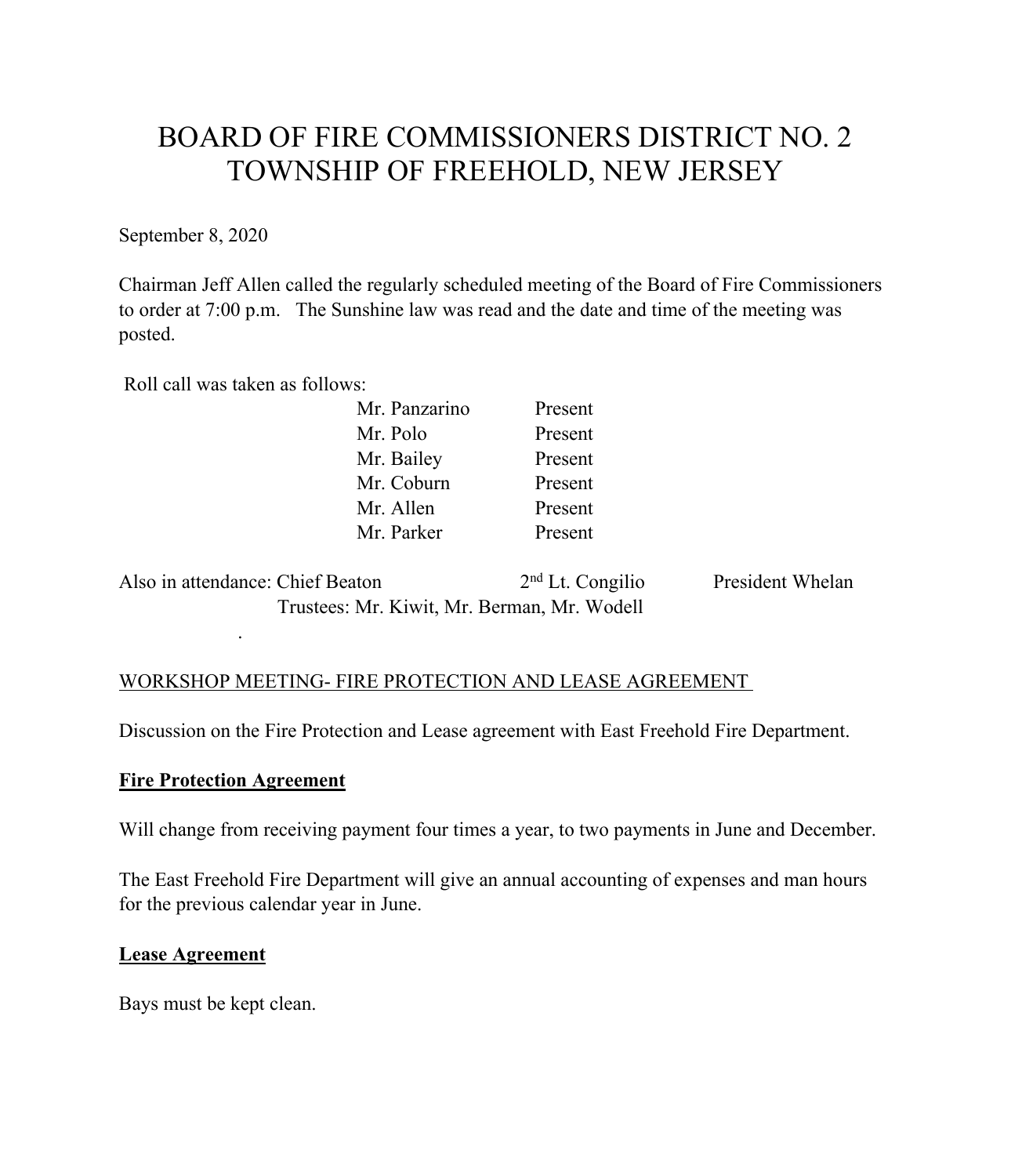# BOARD OF FIRE COMMISSIONERS DISTRICT NO. 2
# TOWNSHIP OF FREEHOLD, NEW JERSEY

September 8, 2020

Chairman Jeff Allen called the regularly scheduled meeting of the Board of Fire Commissioners to order at 7:00 p.m. The Sunshine law was read and the date and time of the meeting was posted.

Roll call was taken as follows:

| | |
|---|---|
| Mr. Panzarino | Present |
| Mr. Polo | Present |
| Mr. Bailey | Present |
| Mr. Coburn | Present |
| Mr. Allen | Present |
| Mr. Parker | Present |

Also in attendance: Chief Beaton 2nd Lt. Congilio President Whelan
Trustees: Mr. Kiwit, Mr. Berman, Mr. Wodell

.

WORKSHOP MEETING- FIRE PROTECTION AND LEASE AGREEMENT

Discussion on the Fire Protection and Lease agreement with East Freehold Fire Department.

**Fire Protection Agreement**

Will change from receiving payment four times a year, to two payments in June and December.

The East Freehold Fire Department will give an annual accounting of expenses and man hours for the previous calendar year in June.

**Lease Agreement**

Bays must be kept clean.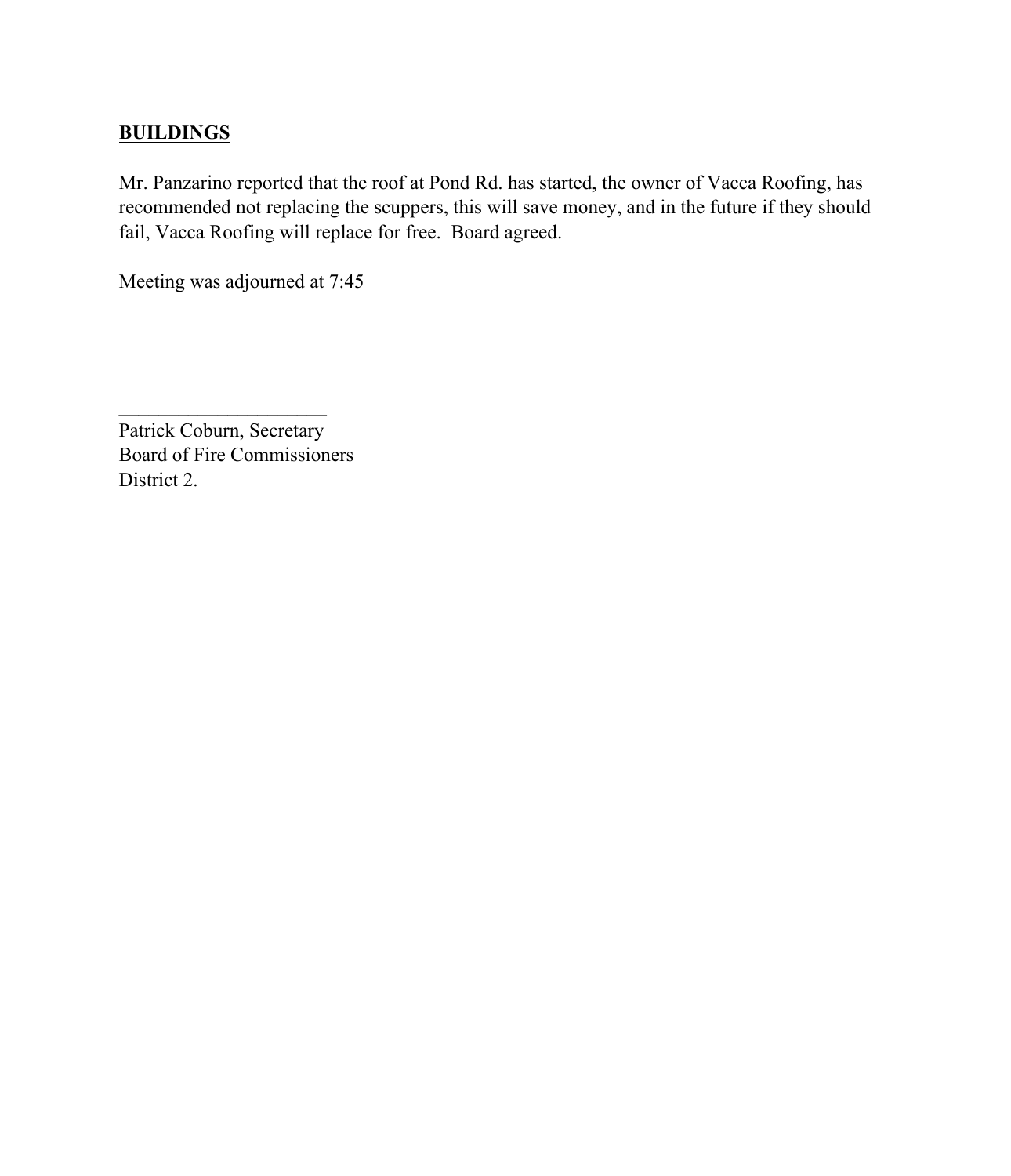**BUILDINGS**

Mr. Panzarino reported that the roof at Pond Rd. has started, the owner of Vacca Roofing, has recommended not replacing the scuppers, this will save money, and in the future if they should fail, Vacca Roofing will replace for free.  Board agreed.

Meeting was adjourned at 7:45

_____________________
Patrick Coburn, Secretary
Board of Fire Commissioners
District 2.